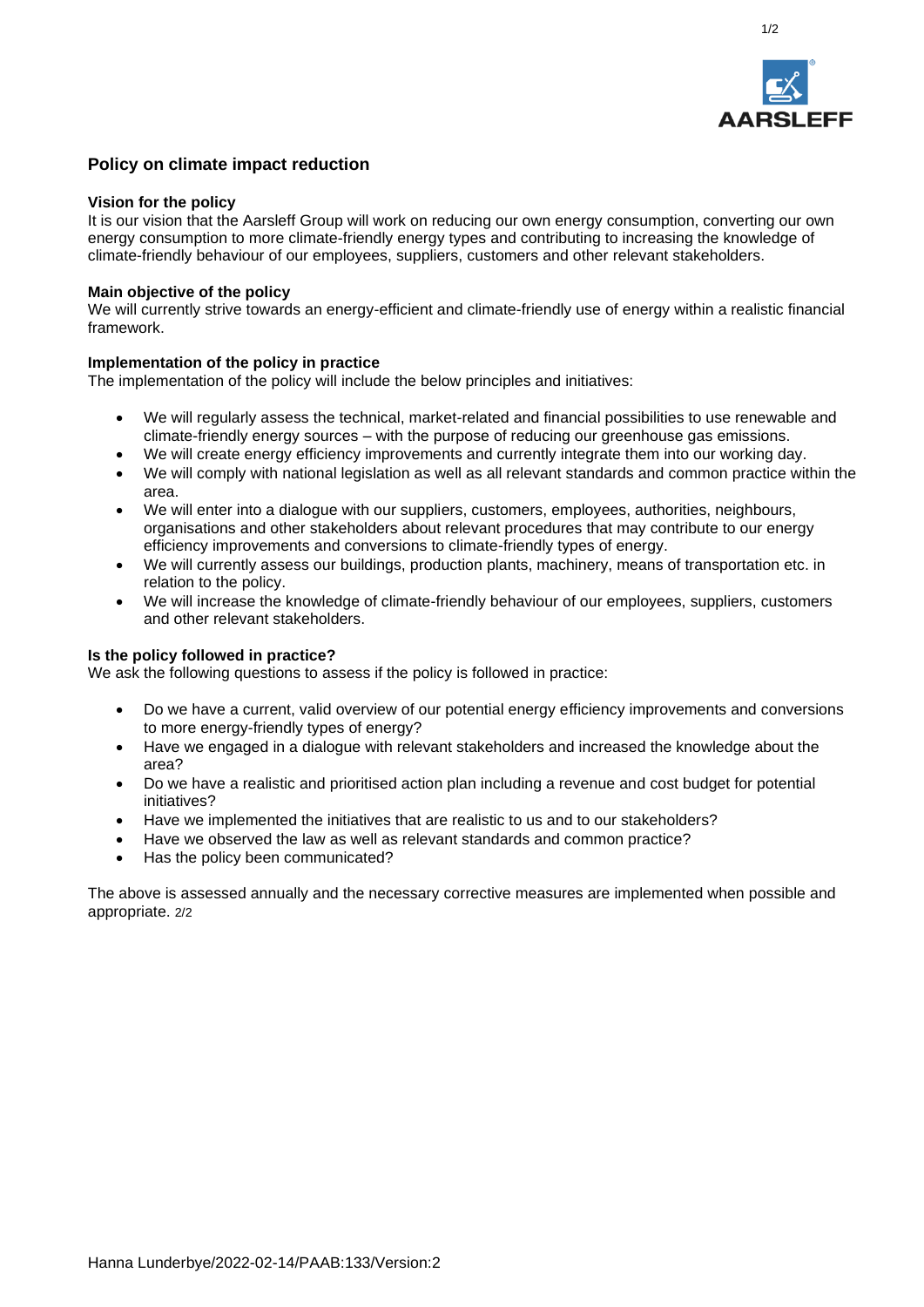# Policy on climate impact reduction

**Vision for the policy**

It is our vision that the Aarsleff Group will work on reducing our own energy consumption, converting our own energy consumption to more climate-friendly energy types and contributing to increasing the knowledge of climate-friendly behaviour of our employees, suppliers, customers and other relevant stakeholders.

**Main objective of the policy**

We will currently strive towards an energy-efficient and climate-friendly use of energy within a realistic financial framework.

**Implementation of the policy in practice**

The implementation of the policy will include the below principles and initiatives:

- We will regularly assess the technical, market-related and financial possibilities to use renewable and climate-friendly energy sources – with the purpose of reducing our greenhouse gas emissions.
- We will create energy efficiency improvements and currently integrate them into our working day.
- We will comply with national legislation as well as all relevant standards and common practice within the area.
- We will enter into a dialogue with our suppliers, customers, employees, authorities, neighbours, organisations and other stakeholders about relevant procedures that may contribute to our energy efficiency improvements and conversions to climate-friendly types of energy.
- We will currently assess our buildings, production plants, machinery, means of transportation etc. in relation to the policy.
- We will increase the knowledge of climate-friendly behaviour of our employees, suppliers, customers and other relevant stakeholders.

**Is the policy followed in practice?**

We ask the following questions to assess if the policy is followed in practice:

- Do we have a current, valid overview of our potential energy efficiency improvements and conversions to more energy-friendly types of energy?
- Have we engaged in a dialogue with relevant stakeholders and increased the knowledge about the area?
- Do we have a realistic and prioritised action plan including a revenue and cost budget for potential initiatives?
- Have we implemented the initiatives that are realistic to us and to our stakeholders?
- Have we observed the law as well as relevant standards and common practice?
- Has the policy been communicated?

The above is assessed annually and the necessary corrective measures are implemented when possible and appropriate.

Hanna Lunderbye/2022-02-14/PAAB:133/Version:2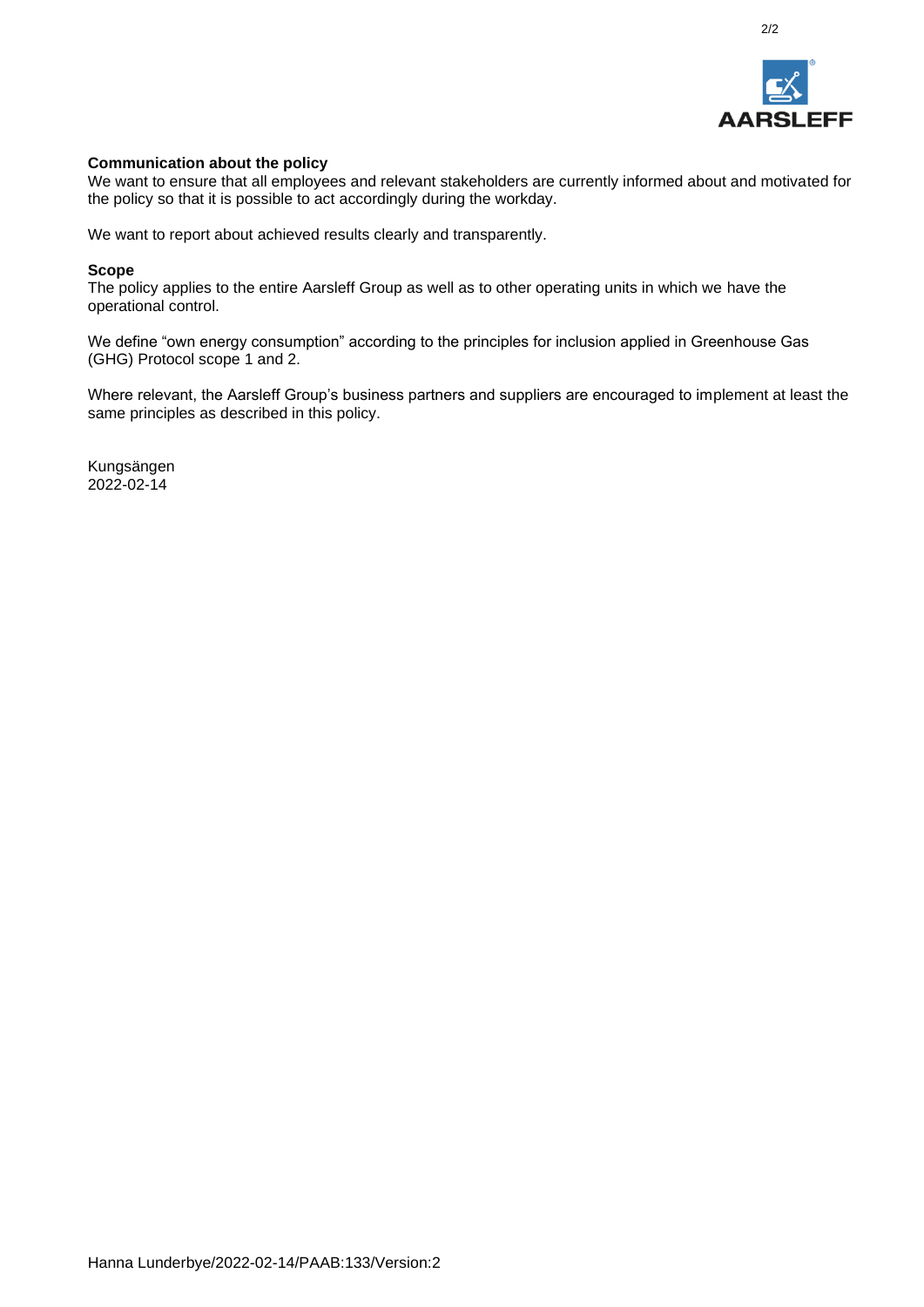**Communication about the policy**

We want to ensure that all employees and relevant stakeholders are currently informed about and motivated for the policy so that it is possible to act accordingly during the workday.

We want to report about achieved results clearly and transparently.

**Scope**

The policy applies to the entire Aarsleff Group as well as to other operating units in which we have the operational control.

We define "own energy consumption" according to the principles for inclusion applied in Greenhouse Gas (GHG) Protocol scope 1 and 2.

Where relevant, the Aarsleff Group's business partners and suppliers are encouraged to implement at least the same principles as described in this policy.

Kungsängen
2022-02-14

Hanna Lunderbye/2022-02-14/PAAB:133/Version:2